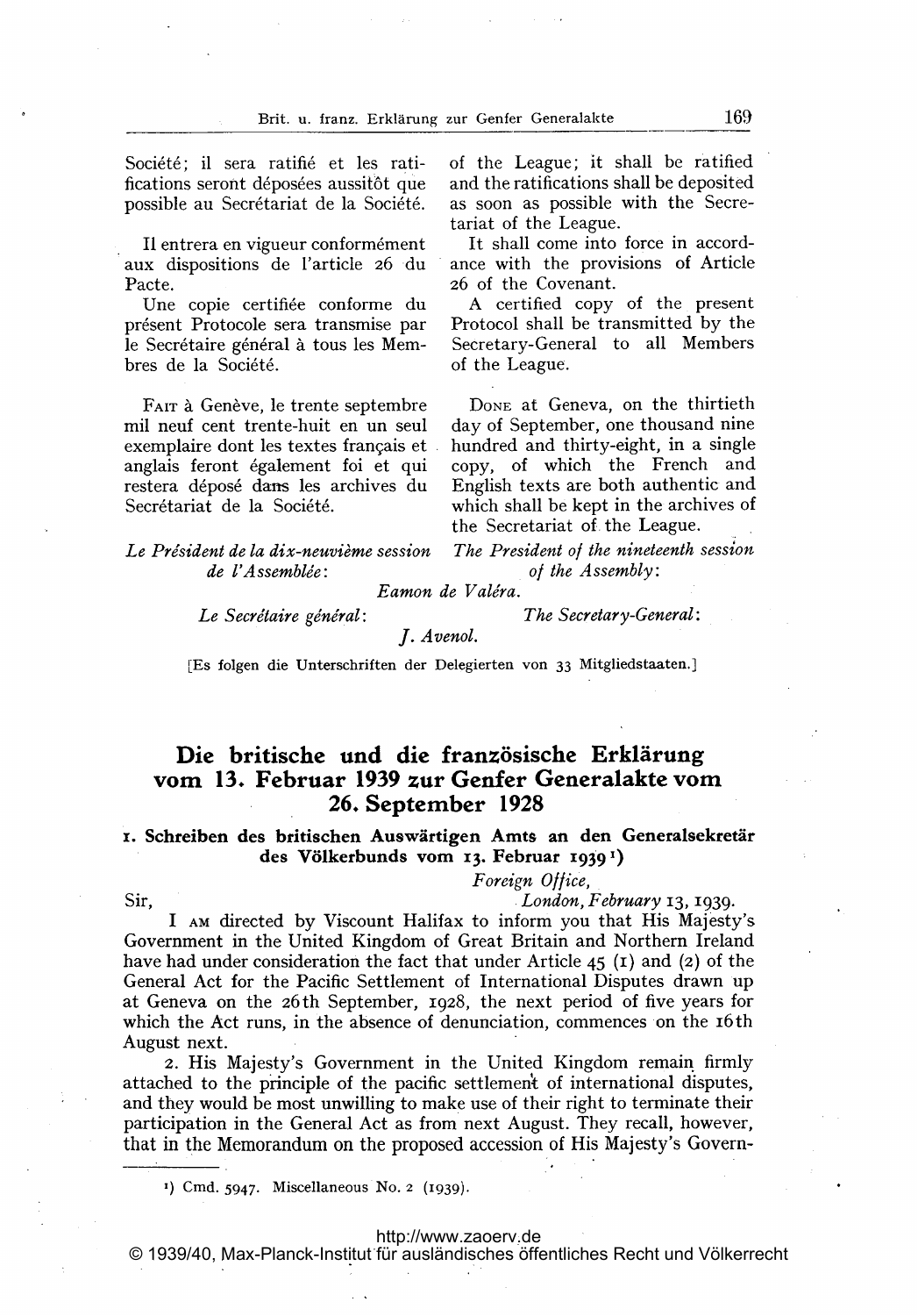Société; il sera ratifié et les ratifications seront déposées aussitôt que possible au Secrétariat de la Société.

Il entrera en vigueur conformément aux dispositions de l'article 26 du Pacte.

Une copie certifiée conforme du présent Protocole sera transmise par le Secrétaire général à tous les Membres de la Société.

FAIT à Genève, le trente septembre mil neuf cent trente-huit en un seul exemplaire dont les textes français et anglais feront également foi et qui restera déposé dans les archives du Secrétariat de la Société.

*Le Président de la dix-neuvième session de l'Assemblée*:

of the League; it shall be ratified and the ratifications shall be deposited as soon as possible with the Secretariat of the League.

It shall come into force in accordance with the provisions of Article 26 of the Covenant.

A certified copy of the present Protocol shall be transmitted by the Secretary-General to all Members of the League.

DONE at Geneva, on the thirtieth day of September, one thousand nine hundred and thirty-eight, in a single copy, of which the French and English texts are both authentic and which shall be kept in the archives of the Secretariat of the League.

*The President of the nineteenth session of the Assembly*:

*Eamon de Valéra.*

*Le Secrétaire général*: *The Secretary-General*:

*J. Avenol.*

[Es folgen die Unterschriften der Delegierten von 33 Mitgliedstaaten.]

# Die britische und die französische Erklärung vom 13. Februar 1939 zur Genfer Generalakte vom 26. September 1928

## 1. Schreiben des britischen Auswärtigen Amts an den Generalsekretär des Völkerbunds vom 13. Februar 1939[1])

*Foreign Office,*
*London, February* 13, 1939.

Sir,

I AM directed by Viscount Halifax to inform you that His Majesty's Government in the United Kingdom of Great Britain and Northern Ireland have had under consideration the fact that under Article 45 (1) and (2) of the General Act for the Pacific Settlement of International Disputes drawn up at Geneva on the 26th September, 1928, the next period of five years for which the Act runs, in the absence of denunciation, commences on the 16th August next.

2. His Majesty's Government in the United Kingdom remain firmly attached to the principle of the pacific settlement of international disputes, and they would be most unwilling to make use of their right to terminate their participation in the General Act as from next August. They recall, however, that in the Memorandum on the proposed accession of His Majesty's Govern-

---

1) Cmd. 5947. Miscellaneous No. 2 (1939).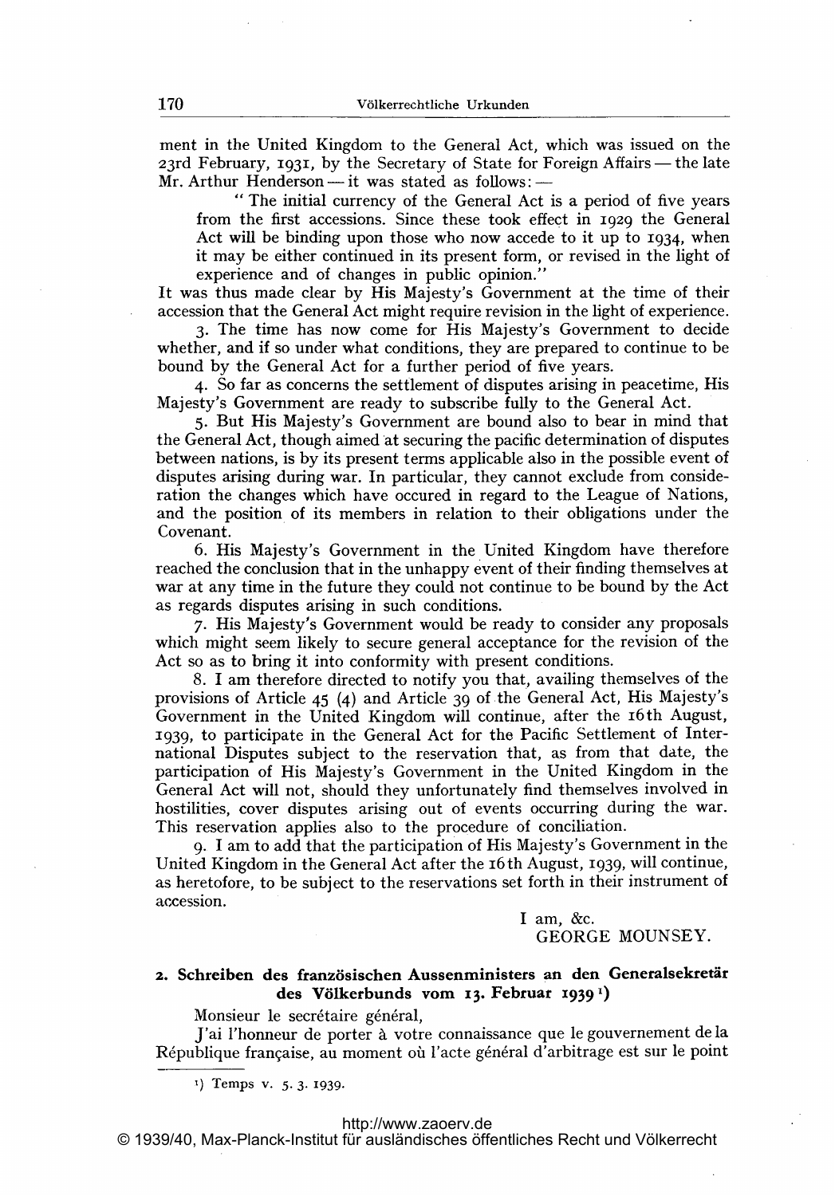ment in the United Kingdom to the General Act, which was issued on the 23rd February, 1931, by the Secretary of State for Foreign Affairs — the late Mr. Arthur Henderson — it was stated as follows: —

> " The initial currency of the General Act is a period of five years from the first accessions. Since these took effect in 1929 the General Act will be binding upon those who now accede to it up to 1934, when it may be either continued in its present form, or revised in the light of experience and of changes in public opinion."

It was thus made clear by His Majesty's Government at the time of their accession that the General Act might require revision in the light of experience.

3. The time has now come for His Majesty's Government to decide whether, and if so under what conditions, they are prepared to continue to be bound by the General Act for a further period of five years.

4. So far as concerns the settlement of disputes arising in peacetime, His Majesty's Government are ready to subscribe fully to the General Act.

5. But His Majesty's Government are bound also to bear in mind that the General Act, though aimed at securing the pacific determination of disputes between nations, is by its present terms applicable also in the possible event of disputes arising during war. In particular, they cannot exclude from consideration the changes which have occured in regard to the League of Nations, and the position of its members in relation to their obligations under the Covenant.

6. His Majesty's Government in the United Kingdom have therefore reached the conclusion that in the unhappy event of their finding themselves at war at any time in the future they could not continue to be bound by the Act as regards disputes arising in such conditions.

7. His Majesty's Government would be ready to consider any proposals which might seem likely to secure general acceptance for the revision of the Act so as to bring it into conformity with present conditions.

8. I am therefore directed to notify you that, availing themselves of the provisions of Article 45 (4) and Article 39 of the General Act, His Majesty's Government in the United Kingdom will continue, after the 16th August, 1939, to participate in the General Act for the Pacific Settlement of International Disputes subject to the reservation that, as from that date, the participation of His Majesty's Government in the United Kingdom in the General Act will not, should they unfortunately find themselves involved in hostilities, cover disputes arising out of events occurring during the war. This reservation applies also to the procedure of conciliation.

9. I am to add that the participation of His Majesty's Government in the United Kingdom in the General Act after the 16th August, 1939, will continue, as heretofore, to be subject to the reservations set forth in their instrument of accession.

I am, &c.
GEORGE MOUNSEY.

## 2. Schreiben des französischen Aussenministers an den Generalsekretär des Völkerbunds vom 13. Februar 1939 [1])

Monsieur le secrétaire général,

J'ai l'honneur de porter à votre connaissance que le gouvernement de la République française, au moment où l'acte général d'arbitrage est sur le point

[1]) Temps v. 5. 3. 1939.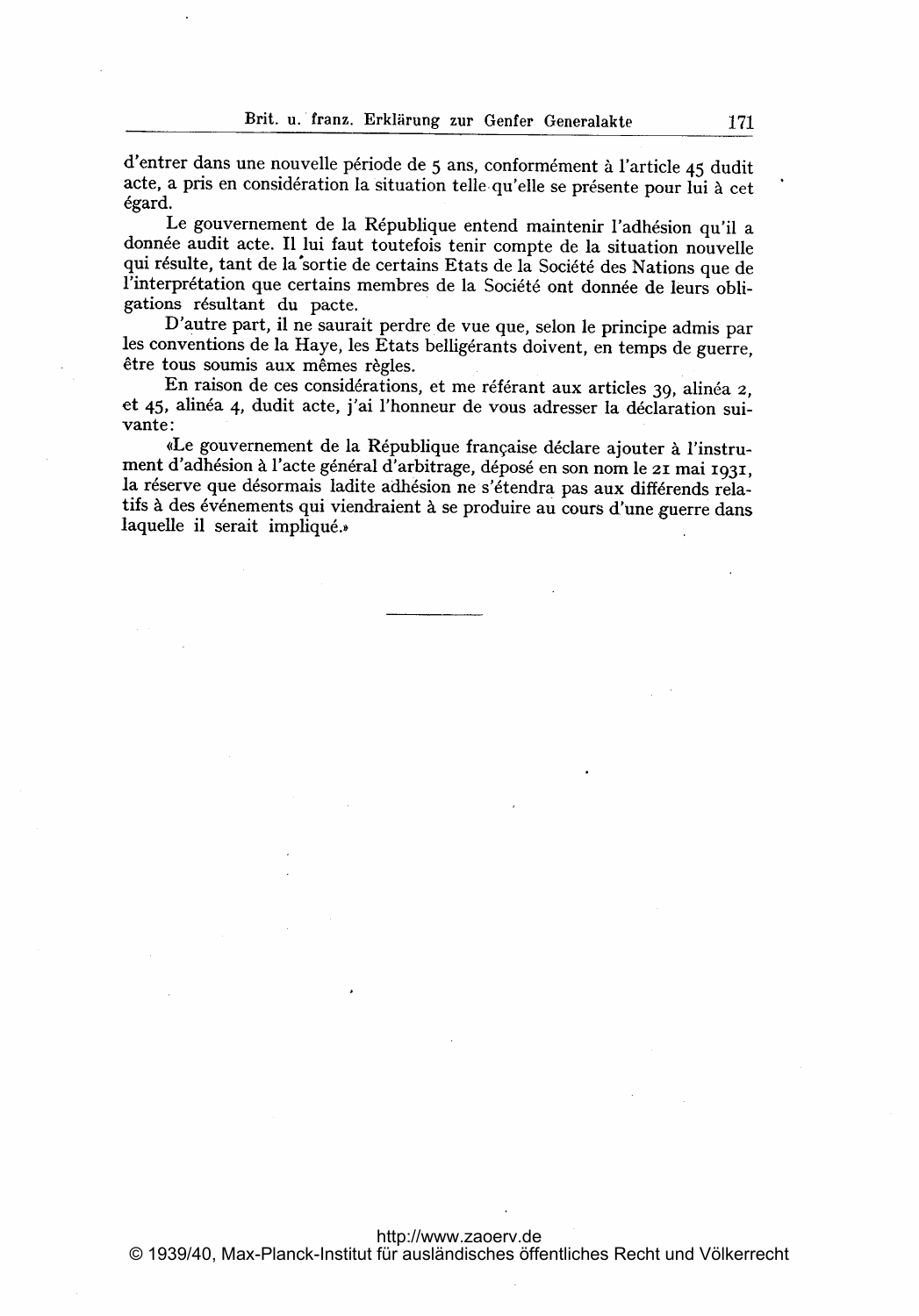d'entrer dans une nouvelle période de 5 ans, conformément à l'article 45 dudit acte, a pris en considération la situation telle qu'elle se présente pour lui à cet égard.

Le gouvernement de la République entend maintenir l'adhésion qu'il a donnée audit acte. Il lui faut toutefois tenir compte de la situation nouvelle qui résulte, tant de la sortie de certains Etats de la Société des Nations que de l'interprétation que certains membres de la Société ont donnée de leurs obligations résultant du pacte.

D'autre part, il ne saurait perdre de vue que, selon le principe admis par les conventions de la Haye, les États belligérants doivent, en temps de guerre, être tous soumis aux mêmes règles.

En raison de ces considérations, et me référant aux articles 39, alinéa 2, et 45, alinéa 4, dudit acte, j'ai l'honneur de vous adresser la déclaration suivante:

«Le gouvernement de la République française déclare ajouter à l'instrument d'adhésion à l'acte général d'arbitrage, déposé en son nom le 21 mai 1931, la réserve que désormais ladite adhésion ne s'étendra pas aux différends relatifs à des événements qui viendraient à se produire au cours d'une guerre dans laquelle il serait impliqué.»